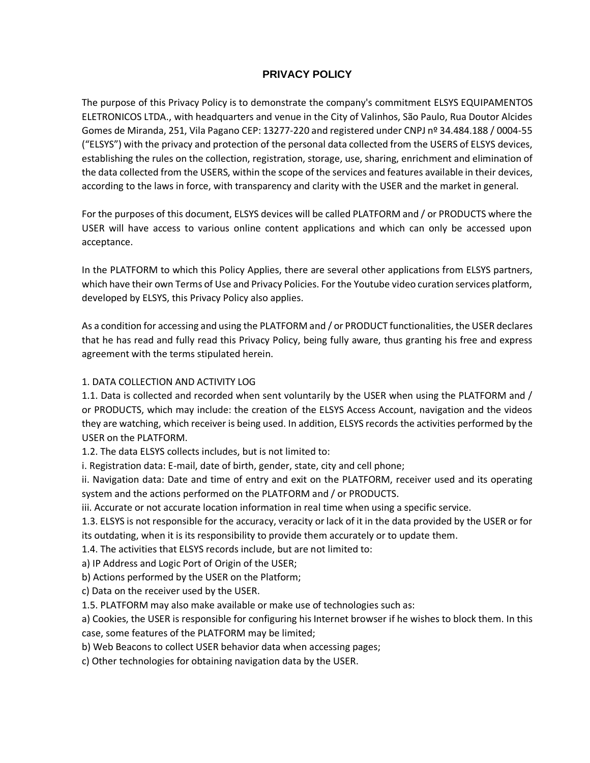# PRIVACY POLICY

The purpose of this Privacy Policy is to demonstrate the company's commitment ELSYS EQUIPAMENTOS ELETRONICOS LTDA., with headquarters and venue in the City of Valinhos, São Paulo, Rua Doutor Alcides Gomes de Miranda, 251, Vila Pagano CEP: 13277-220 and registered under CNPJ nº 34.484.188 / 0004-55 (“ELSYS”) with the privacy and protection of the personal data collected from the USERS of ELSYS devices, establishing the rules on the collection, registration, storage, use, sharing, enrichment and elimination of the data collected from the USERS, within the scope of the services and features available in their devices, according to the laws in force, with transparency and clarity with the USER and the market in general.

For the purposes of this document, ELSYS devices will be called PLATFORM and / or PRODUCTS where the USER will have access to various online content applications and which can only be accessed upon acceptance.

In the PLATFORM to which this Policy Applies, there are several other applications from ELSYS partners, which have their own Terms of Use and Privacy Policies. For the Youtube video curation services platform, developed by ELSYS, this Privacy Policy also applies.

As a condition for accessing and using the PLATFORM and / or PRODUCT functionalities, the USER declares that he has read and fully read this Privacy Policy, being fully aware, thus granting his free and express agreement with the terms stipulated herein.

1. DATA COLLECTION AND ACTIVITY LOG

1.1. Data is collected and recorded when sent voluntarily by the USER when using the PLATFORM and / or PRODUCTS, which may include: the creation of the ELSYS Access Account, navigation and the videos they are watching, which receiver is being used. In addition, ELSYS records the activities performed by the USER on the PLATFORM.

1.2. The data ELSYS collects includes, but is not limited to:

i. Registration data: E-mail, date of birth, gender, state, city and cell phone;

ii. Navigation data: Date and time of entry and exit on the PLATFORM, receiver used and its operating system and the actions performed on the PLATFORM and / or PRODUCTS.

iii. Accurate or not accurate location information in real time when using a specific service.

1.3. ELSYS is not responsible for the accuracy, veracity or lack of it in the data provided by the USER or for its outdating, when it is its responsibility to provide them accurately or to update them.

1.4. The activities that ELSYS records include, but are not limited to:

a) IP Address and Logic Port of Origin of the USER;

b) Actions performed by the USER on the Platform;

c) Data on the receiver used by the USER.

1.5. PLATFORM may also make available or make use of technologies such as:

a) Cookies, the USER is responsible for configuring his Internet browser if he wishes to block them. In this case, some features of the PLATFORM may be limited;

b) Web Beacons to collect USER behavior data when accessing pages;

c) Other technologies for obtaining navigation data by the USER.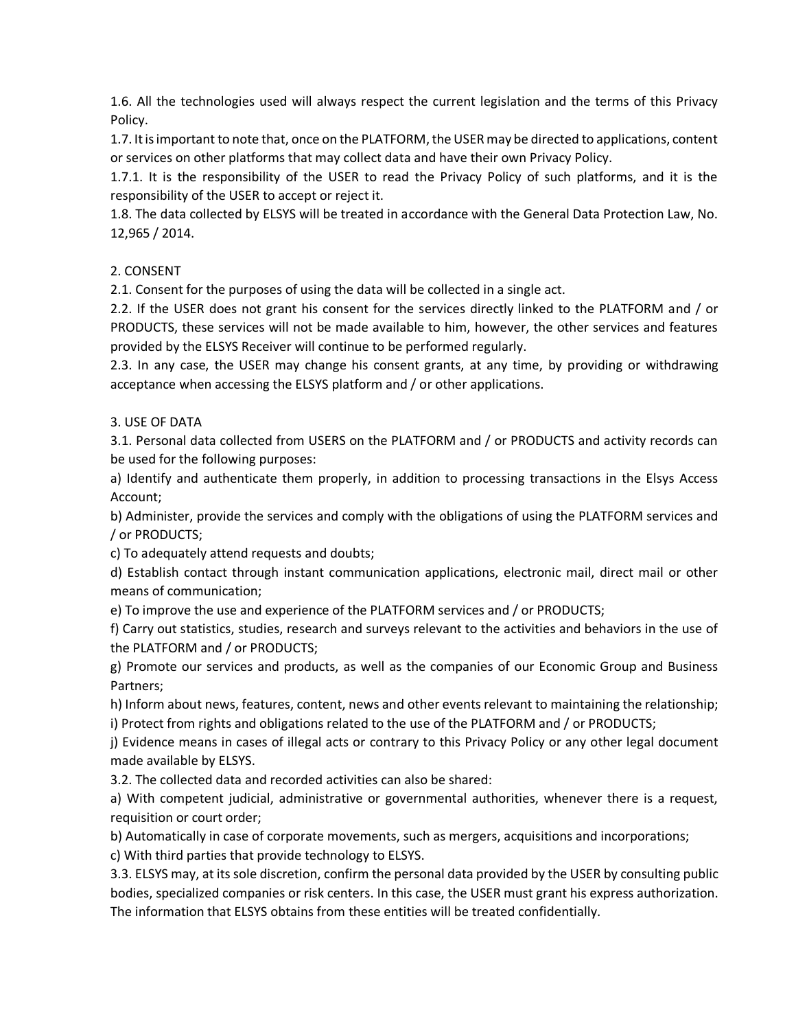1.6. All the technologies used will always respect the current legislation and the terms of this Privacy Policy.

1.7. It is important to note that, once on the PLATFORM, the USER may be directed to applications, content or services on other platforms that may collect data and have their own Privacy Policy.

1.7.1. It is the responsibility of the USER to read the Privacy Policy of such platforms, and it is the responsibility of the USER to accept or reject it.

1.8. The data collected by ELSYS will be treated in accordance with the General Data Protection Law, No. 12,965 / 2014.

## 2. CONSENT

2.1. Consent for the purposes of using the data will be collected in a single act.

2.2. If the USER does not grant his consent for the services directly linked to the PLATFORM and / or PRODUCTS, these services will not be made available to him, however, the other services and features provided by the ELSYS Receiver will continue to be performed regularly.

2.3. In any case, the USER may change his consent grants, at any time, by providing or withdrawing acceptance when accessing the ELSYS platform and / or other applications.

## 3. USE OF DATA

3.1. Personal data collected from USERS on the PLATFORM and / or PRODUCTS and activity records can be used for the following purposes:

a) Identify and authenticate them properly, in addition to processing transactions in the Elsys Access Account;

b) Administer, provide the services and comply with the obligations of using the PLATFORM services and / or PRODUCTS;

c) To adequately attend requests and doubts;

d) Establish contact through instant communication applications, electronic mail, direct mail or other means of communication;

e) To improve the use and experience of the PLATFORM services and / or PRODUCTS;

f) Carry out statistics, studies, research and surveys relevant to the activities and behaviors in the use of the PLATFORM and / or PRODUCTS;

g) Promote our services and products, as well as the companies of our Economic Group and Business Partners;

h) Inform about news, features, content, news and other events relevant to maintaining the relationship;

i) Protect from rights and obligations related to the use of the PLATFORM and / or PRODUCTS;

j) Evidence means in cases of illegal acts or contrary to this Privacy Policy or any other legal document made available by ELSYS.

3.2. The collected data and recorded activities can also be shared:

a) With competent judicial, administrative or governmental authorities, whenever there is a request, requisition or court order;

b) Automatically in case of corporate movements, such as mergers, acquisitions and incorporations;

c) With third parties that provide technology to ELSYS.

3.3. ELSYS may, at its sole discretion, confirm the personal data provided by the USER by consulting public bodies, specialized companies or risk centers. In this case, the USER must grant his express authorization. The information that ELSYS obtains from these entities will be treated confidentially.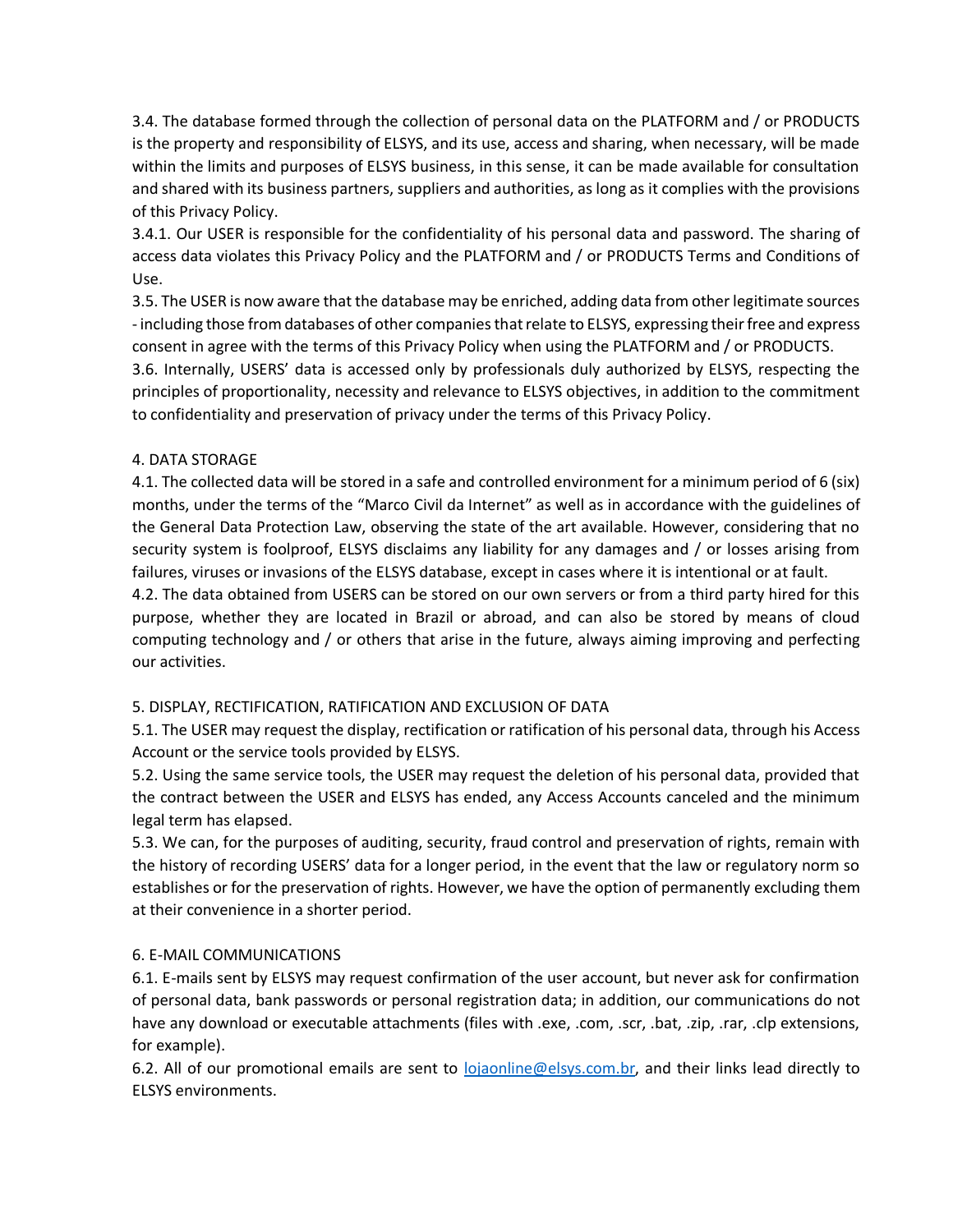3.4. The database formed through the collection of personal data on the PLATFORM and / or PRODUCTS is the property and responsibility of ELSYS, and its use, access and sharing, when necessary, will be made within the limits and purposes of ELSYS business, in this sense, it can be made available for consultation and shared with its business partners, suppliers and authorities, as long as it complies with the provisions of this Privacy Policy.

3.4.1. Our USER is responsible for the confidentiality of his personal data and password. The sharing of access data violates this Privacy Policy and the PLATFORM and / or PRODUCTS Terms and Conditions of Use.

3.5. The USER is now aware that the database may be enriched, adding data from other legitimate sources - including those from databases of other companies that relate to ELSYS, expressing their free and express consent in agree with the terms of this Privacy Policy when using the PLATFORM and / or PRODUCTS.

3.6. Internally, USERS' data is accessed only by professionals duly authorized by ELSYS, respecting the principles of proportionality, necessity and relevance to ELSYS objectives, in addition to the commitment to confidentiality and preservation of privacy under the terms of this Privacy Policy.

## 4. DATA STORAGE

4.1. The collected data will be stored in a safe and controlled environment for a minimum period of 6 (six) months, under the terms of the "Marco Civil da Internet" as well as in accordance with the guidelines of the General Data Protection Law, observing the state of the art available. However, considering that no security system is foolproof, ELSYS disclaims any liability for any damages and / or losses arising from failures, viruses or invasions of the ELSYS database, except in cases where it is intentional or at fault.

4.2. The data obtained from USERS can be stored on our own servers or from a third party hired for this purpose, whether they are located in Brazil or abroad, and can also be stored by means of cloud computing technology and / or others that arise in the future, always aiming improving and perfecting our activities.

## 5. DISPLAY, RECTIFICATION, RATIFICATION AND EXCLUSION OF DATA

5.1. The USER may request the display, rectification or ratification of his personal data, through his Access Account or the service tools provided by ELSYS.

5.2. Using the same service tools, the USER may request the deletion of his personal data, provided that the contract between the USER and ELSYS has ended, any Access Accounts canceled and the minimum legal term has elapsed.

5.3. We can, for the purposes of auditing, security, fraud control and preservation of rights, remain with the history of recording USERS' data for a longer period, in the event that the law or regulatory norm so establishes or for the preservation of rights. However, we have the option of permanently excluding them at their convenience in a shorter period.

## 6. E-MAIL COMMUNICATIONS

6.1. E-mails sent by ELSYS may request confirmation of the user account, but never ask for confirmation of personal data, bank passwords or personal registration data; in addition, our communications do not have any download or executable attachments (files with .exe, .com, .scr, .bat, .zip, .rar, .clp extensions, for example).

6.2. All of our promotional emails are sent to [lojaonline@elsys.com.br](mailto:lojaonline@elsys.com.br), and their links lead directly to ELSYS environments.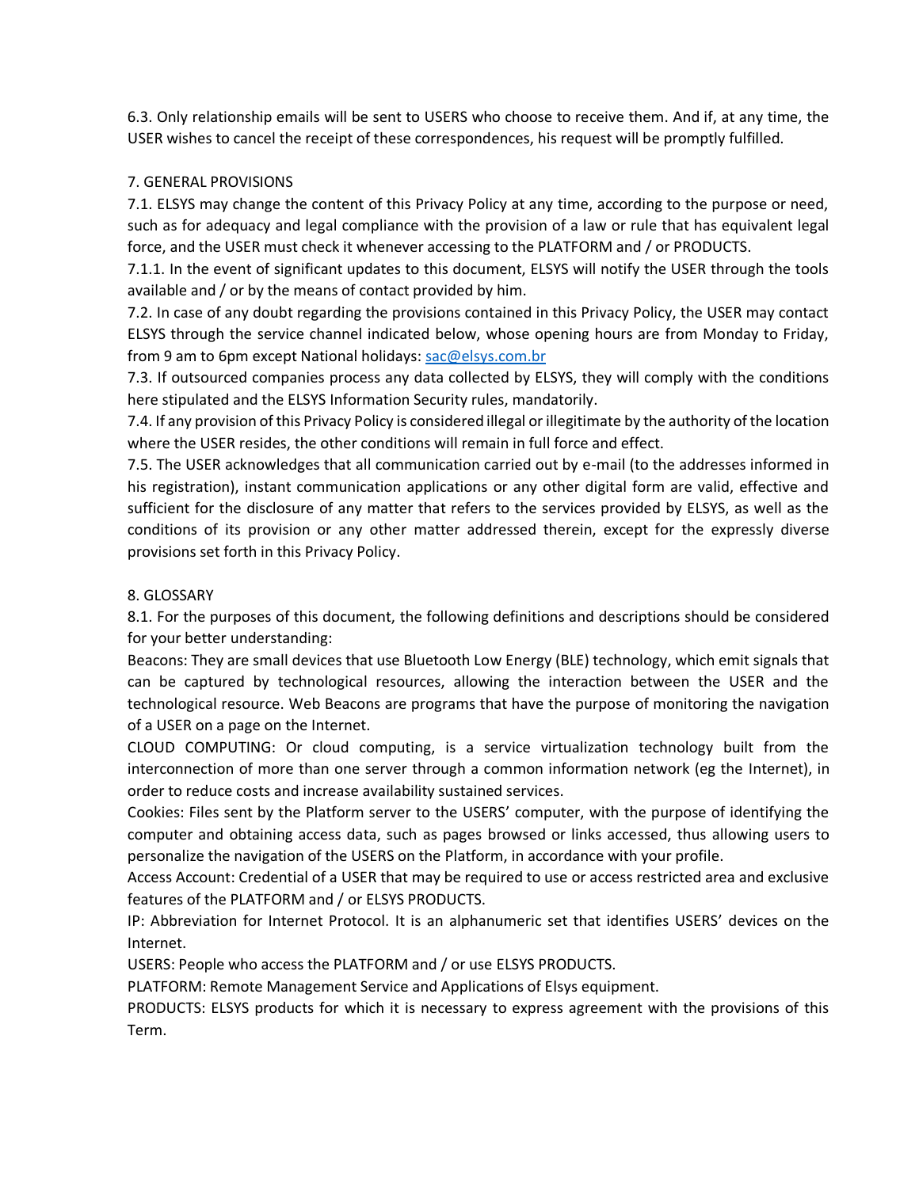6.3. Only relationship emails will be sent to USERS who choose to receive them. And if, at any time, the USER wishes to cancel the receipt of these correspondences, his request will be promptly fulfilled.

## 7. GENERAL PROVISIONS

7.1. ELSYS may change the content of this Privacy Policy at any time, according to the purpose or need, such as for adequacy and legal compliance with the provision of a law or rule that has equivalent legal force, and the USER must check it whenever accessing to the PLATFORM and / or PRODUCTS.

7.1.1. In the event of significant updates to this document, ELSYS will notify the USER through the tools available and / or by the means of contact provided by him.

7.2. In case of any doubt regarding the provisions contained in this Privacy Policy, the USER may contact ELSYS through the service channel indicated below, whose opening hours are from Monday to Friday, from 9 am to 6pm except National holidays: [sac@elsys.com.br](mailto:sac@elsys.com.br)

7.3. If outsourced companies process any data collected by ELSYS, they will comply with the conditions here stipulated and the ELSYS Information Security rules, mandatorily.

7.4. If any provision of this Privacy Policy is considered illegal or illegitimate by the authority of the location where the USER resides, the other conditions will remain in full force and effect.

7.5. The USER acknowledges that all communication carried out by e-mail (to the addresses informed in his registration), instant communication applications or any other digital form are valid, effective and sufficient for the disclosure of any matter that refers to the services provided by ELSYS, as well as the conditions of its provision or any other matter addressed therein, except for the expressly diverse provisions set forth in this Privacy Policy.

## 8. GLOSSARY

8.1. For the purposes of this document, the following definitions and descriptions should be considered for your better understanding:

Beacons: They are small devices that use Bluetooth Low Energy (BLE) technology, which emit signals that can be captured by technological resources, allowing the interaction between the USER and the technological resource. Web Beacons are programs that have the purpose of monitoring the navigation of a USER on a page on the Internet.

CLOUD COMPUTING: Or cloud computing, is a service virtualization technology built from the interconnection of more than one server through a common information network (eg the Internet), in order to reduce costs and increase availability sustained services.

Cookies: Files sent by the Platform server to the USERS' computer, with the purpose of identifying the computer and obtaining access data, such as pages browsed or links accessed, thus allowing users to personalize the navigation of the USERS on the Platform, in accordance with your profile.

Access Account: Credential of a USER that may be required to use or access restricted area and exclusive features of the PLATFORM and / or ELSYS PRODUCTS.

IP: Abbreviation for Internet Protocol. It is an alphanumeric set that identifies USERS' devices on the Internet.

USERS: People who access the PLATFORM and / or use ELSYS PRODUCTS.

PLATFORM: Remote Management Service and Applications of Elsys equipment.

PRODUCTS: ELSYS products for which it is necessary to express agreement with the provisions of this Term.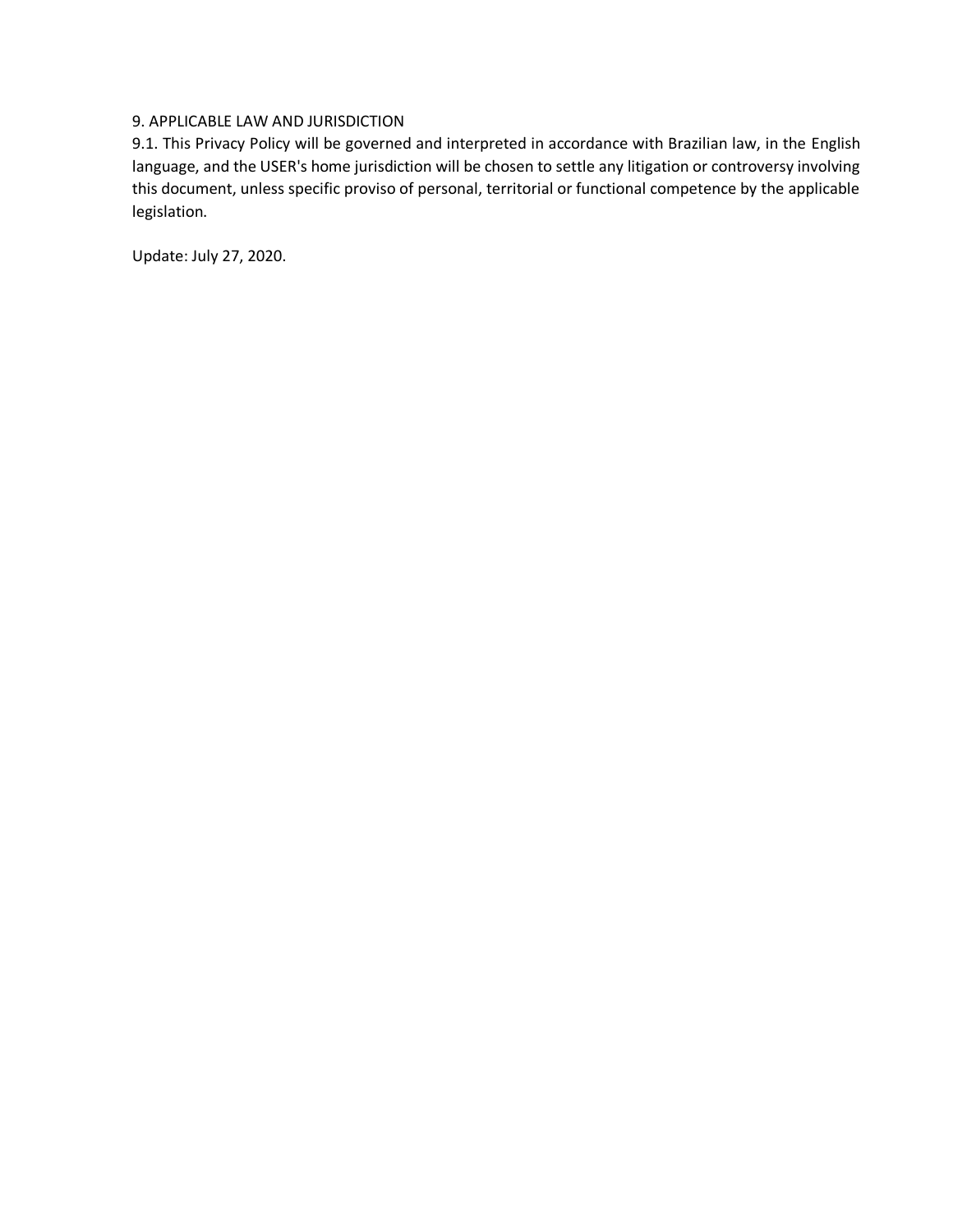## 9. APPLICABLE LAW AND JURISDICTION

9.1. This Privacy Policy will be governed and interpreted in accordance with Brazilian law, in the English language, and the USER's home jurisdiction will be chosen to settle any litigation or controversy involving this document, unless specific proviso of personal, territorial or functional competence by the applicable legislation.

Update: July 27, 2020.